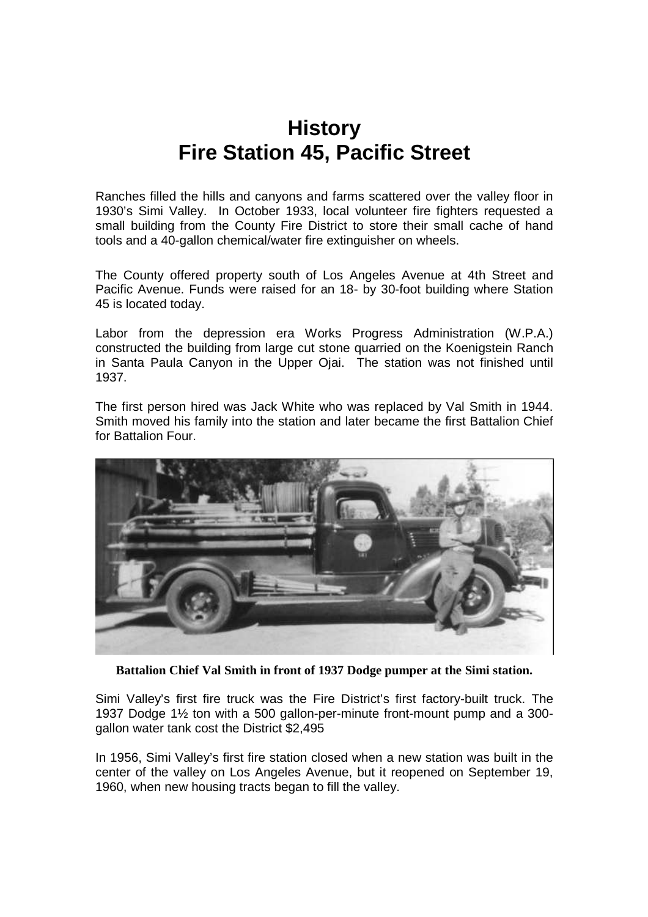# History
# Fire Station 45, Pacific Street

Ranches filled the hills and canyons and farms scattered over the valley floor in 1930's Simi Valley. In October 1933, local volunteer fire fighters requested a small building from the County Fire District to store their small cache of hand tools and a 40-gallon chemical/water fire extinguisher on wheels.

The County offered property south of Los Angeles Avenue at 4th Street and Pacific Avenue. Funds were raised for an 18- by 30-foot building where Station 45 is located today.

Labor from the depression era Works Progress Administration (W.P.A.) constructed the building from large cut stone quarried on the Koenigstein Ranch in Santa Paula Canyon in the Upper Ojai. The station was not finished until 1937.

The first person hired was Jack White who was replaced by Val Smith in 1944. Smith moved his family into the station and later became the first Battalion Chief for Battalion Four.

**Battalion Chief Val Smith in front of 1937 Dodge pumper at the Simi station.**

Simi Valley's first fire truck was the Fire District's first factory-built truck. The 1937 Dodge 1½ ton with a 500 gallon-per-minute front-mount pump and a 300-gallon water tank cost the District $2,495

In 1956, Simi Valley's first fire station closed when a new station was built in the center of the valley on Los Angeles Avenue, but it reopened on September 19, 1960, when new housing tracts began to fill the valley.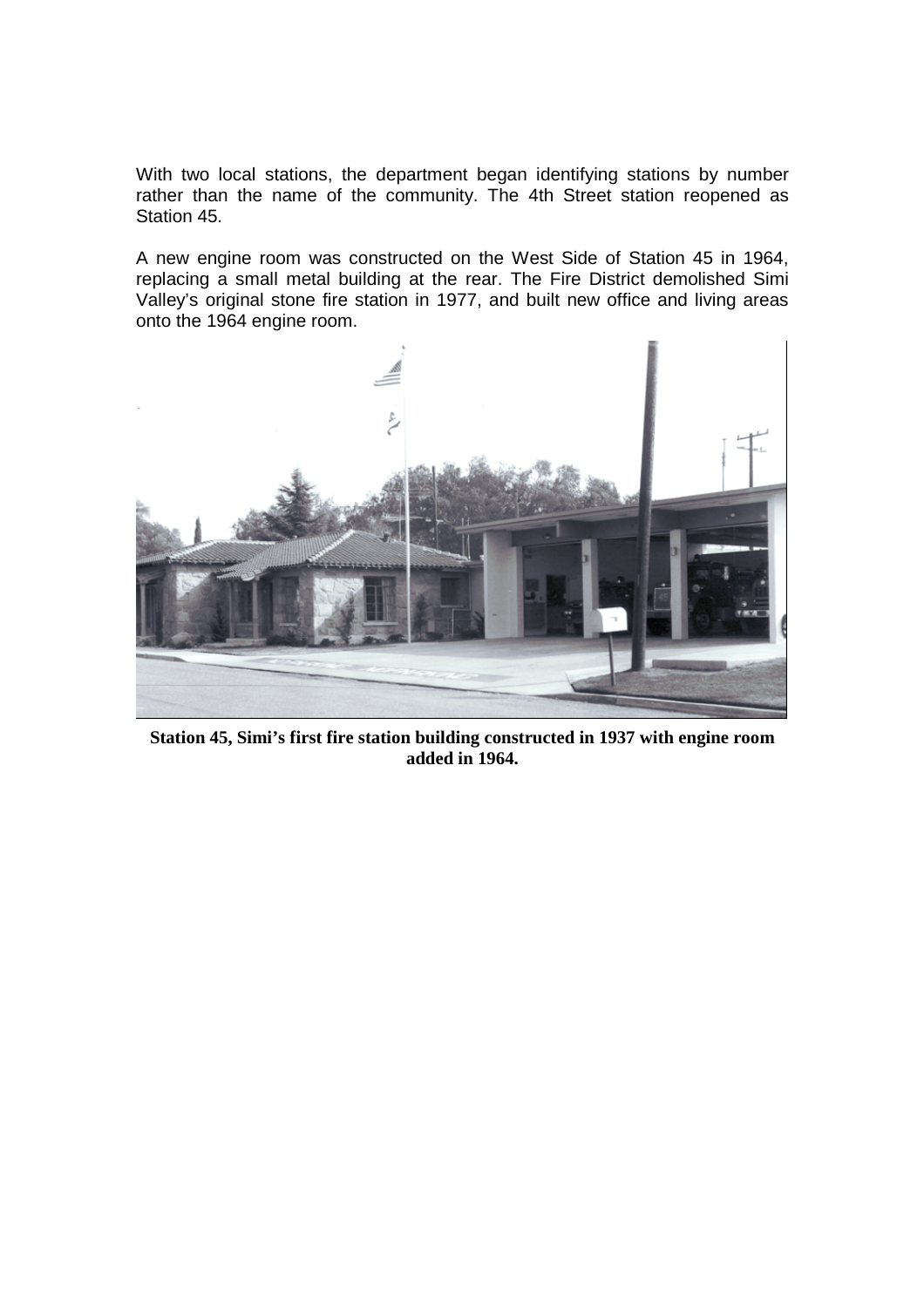With two local stations, the department began identifying stations by number rather than the name of the community. The 4th Street station reopened as Station 45.

A new engine room was constructed on the West Side of Station 45 in 1964, replacing a small metal building at the rear. The Fire District demolished Simi Valley's original stone fire station in 1977, and built new office and living areas onto the 1964 engine room.

**Station 45, Simi's first fire station building constructed in 1937 with engine room added in 1964.**